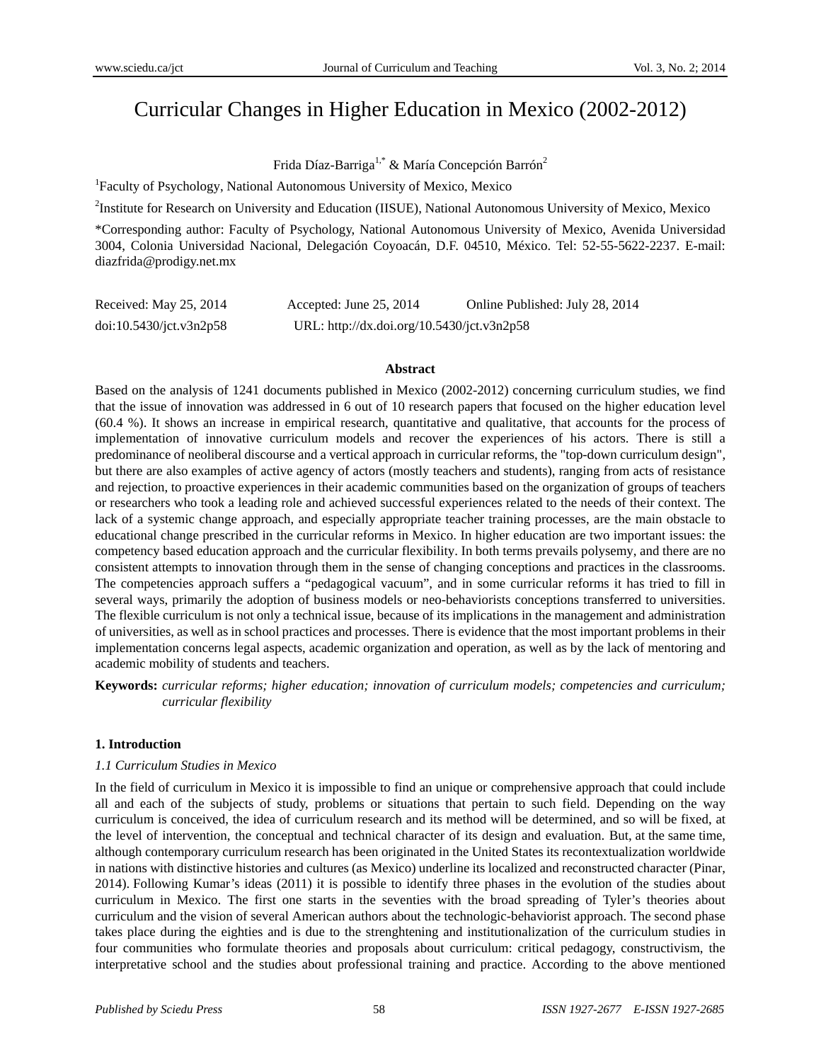# Curricular Changes in Higher Education in Mexico (2002-2012)

Frida Díaz-Barriga[1,*] & María Concepción Barrón[2]

[1]Faculty of Psychology, National Autonomous University of Mexico, Mexico

[2]Institute for Research on University and Education (IISUE), National Autonomous University of Mexico, Mexico

*Corresponding author: Faculty of Psychology, National Autonomous University of Mexico, Avenida Universidad 3004, Colonia Universidad Nacional, Delegación Coyoacán, D.F. 04510, México. Tel: 52-55-5622-2237. E-mail: diazfrida@prodigy.net.mx

Received: May 25, 2014 Accepted: June 25, 2014 Online Published: July 28, 2014

doi:10.5430/jct.v3n2p58 URL: http://dx.doi.org/10.5430/jct.v3n2p58

**Abstract**

Based on the analysis of 1241 documents published in Mexico (2002-2012) concerning curriculum studies, we find that the issue of innovation was addressed in 6 out of 10 research papers that focused on the higher education level (60.4 %). It shows an increase in empirical research, quantitative and qualitative, that accounts for the process of implementation of innovative curriculum models and recover the experiences of his actors. There is still a predominance of neoliberal discourse and a vertical approach in curricular reforms, the "top-down curriculum design", but there are also examples of active agency of actors (mostly teachers and students), ranging from acts of resistance and rejection, to proactive experiences in their academic communities based on the organization of groups of teachers or researchers who took a leading role and achieved successful experiences related to the needs of their context. The lack of a systemic change approach, and especially appropriate teacher training processes, are the main obstacle to educational change prescribed in the curricular reforms in Mexico. In higher education are two important issues: the competency based education approach and the curricular flexibility. In both terms prevails polysemy, and there are no consistent attempts to innovation through them in the sense of changing conceptions and practices in the classrooms. The competencies approach suffers a "pedagogical vacuum", and in some curricular reforms it has tried to fill in several ways, primarily the adoption of business models or neo-behaviorists conceptions transferred to universities. The flexible curriculum is not only a technical issue, because of its implications in the management and administration of universities, as well as in school practices and processes. There is evidence that the most important problems in their implementation concerns legal aspects, academic organization and operation, as well as by the lack of mentoring and academic mobility of students and teachers.

**Keywords:** *curricular reforms; higher education; innovation of curriculum models; competencies and curriculum; curricular flexibility*

## 1. Introduction

### *1.1 Curriculum Studies in Mexico*

In the field of curriculum in Mexico it is impossible to find an unique or comprehensive approach that could include all and each of the subjects of study, problems or situations that pertain to such field. Depending on the way curriculum is conceived, the idea of curriculum research and its method will be determined, and so will be fixed, at the level of intervention, the conceptual and technical character of its design and evaluation. But, at the same time, although contemporary curriculum research has been originated in the United States its recontextualization worldwide in nations with distinctive histories and cultures (as Mexico) underline its localized and reconstructed character (Pinar, 2014). Following Kumar's ideas (2011) it is possible to identify three phases in the evolution of the studies about curriculum in Mexico. The first one starts in the seventies with the broad spreading of Tyler's theories about curriculum and the vision of several American authors about the technologic-behaviorist approach. The second phase takes place during the eighties and is due to the strenghtening and institutionalization of the curriculum studies in four communities who formulate theories and proposals about curriculum: critical pedagogy, constructivism, the interpretative school and the studies about professional training and practice. According to the above mentioned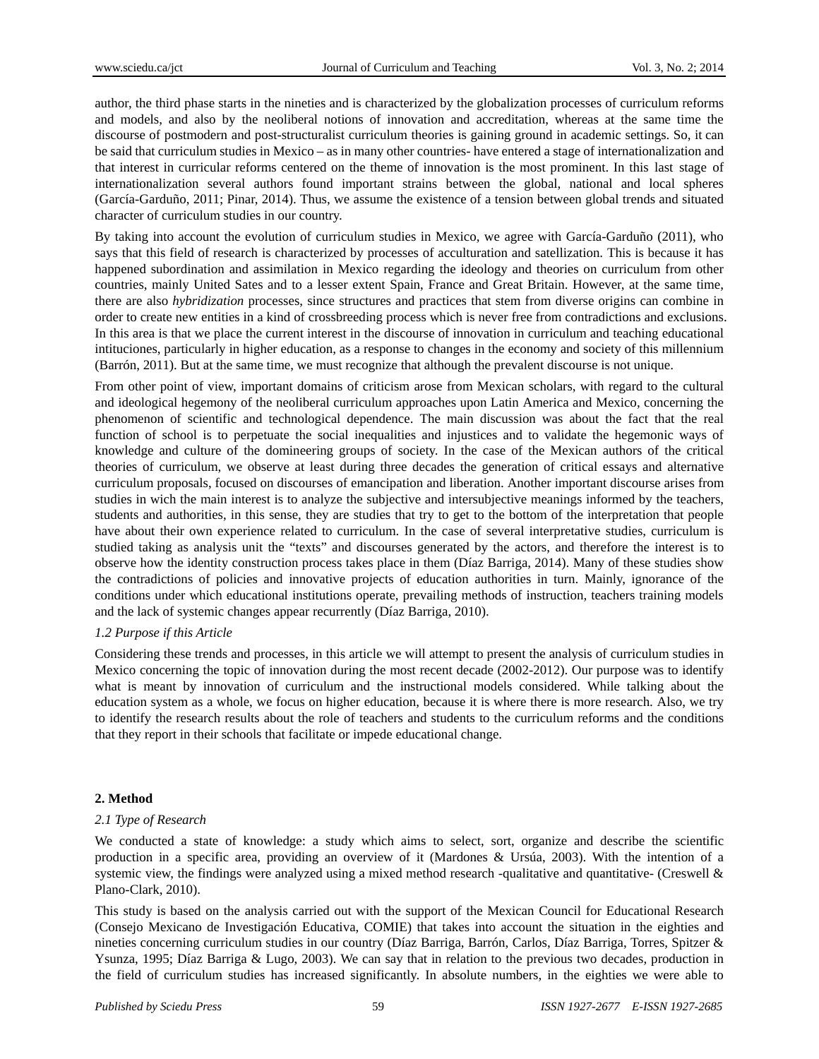author, the third phase starts in the nineties and is characterized by the globalization processes of curriculum reforms and models, and also by the neoliberal notions of innovation and accreditation, whereas at the same time the discourse of postmodern and post-structuralist curriculum theories is gaining ground in academic settings. So, it can be said that curriculum studies in Mexico – as in many other countries- have entered a stage of internationalization and that interest in curricular reforms centered on the theme of innovation is the most prominent. In this last stage of internationalization several authors found important strains between the global, national and local spheres (García-Garduño, 2011; Pinar, 2014). Thus, we assume the existence of a tension between global trends and situated character of curriculum studies in our country.

By taking into account the evolution of curriculum studies in Mexico, we agree with García-Garduño (2011), who says that this field of research is characterized by processes of acculturation and satellization. This is because it has happened subordination and assimilation in Mexico regarding the ideology and theories on curriculum from other countries, mainly United Sates and to a lesser extent Spain, France and Great Britain. However, at the same time, there are also *hybridization* processes, since structures and practices that stem from diverse origins can combine in order to create new entities in a kind of crossbreeding process which is never free from contradictions and exclusions. In this area is that we place the current interest in the discourse of innovation in curriculum and teaching educational intituciones, particularly in higher education, as a response to changes in the economy and society of this millennium (Barrón, 2011). But at the same time, we must recognize that although the prevalent discourse is not unique.

From other point of view, important domains of criticism arose from Mexican scholars, with regard to the cultural and ideological hegemony of the neoliberal curriculum approaches upon Latin America and Mexico, concerning the phenomenon of scientific and technological dependence. The main discussion was about the fact that the real function of school is to perpetuate the social inequalities and injustices and to validate the hegemonic ways of knowledge and culture of the domineering groups of society. In the case of the Mexican authors of the critical theories of curriculum, we observe at least during three decades the generation of critical essays and alternative curriculum proposals, focused on discourses of emancipation and liberation. Another important discourse arises from studies in wich the main interest is to analyze the subjective and intersubjective meanings informed by the teachers, students and authorities, in this sense, they are studies that try to get to the bottom of the interpretation that people have about their own experience related to curriculum. In the case of several interpretative studies, curriculum is studied taking as analysis unit the "texts" and discourses generated by the actors, and therefore the interest is to observe how the identity construction process takes place in them (Díaz Barriga, 2014). Many of these studies show the contradictions of policies and innovative projects of education authorities in turn. Mainly, ignorance of the conditions under which educational institutions operate, prevailing methods of instruction, teachers training models and the lack of systemic changes appear recurrently (Díaz Barriga, 2010).

### *1.2 Purpose if this Article*

Considering these trends and processes, in this article we will attempt to present the analysis of curriculum studies in Mexico concerning the topic of innovation during the most recent decade (2002-2012). Our purpose was to identify what is meant by innovation of curriculum and the instructional models considered. While talking about the education system as a whole, we focus on higher education, because it is where there is more research. Also, we try to identify the research results about the role of teachers and students to the curriculum reforms and the conditions that they report in their schools that facilitate or impede educational change.

## 2. Method

### *2.1 Type of Research*

We conducted a state of knowledge: a study which aims to select, sort, organize and describe the scientific production in a specific area, providing an overview of it (Mardones & Ursúa, 2003). With the intention of a systemic view, the findings were analyzed using a mixed method research -qualitative and quantitative- (Creswell & Plano-Clark, 2010).

This study is based on the analysis carried out with the support of the Mexican Council for Educational Research (Consejo Mexicano de Investigación Educativa, COMIE) that takes into account the situation in the eighties and nineties concerning curriculum studies in our country (Díaz Barriga, Barrón, Carlos, Díaz Barriga, Torres, Spitzer & Ysunza, 1995; Díaz Barriga & Lugo, 2003). We can say that in relation to the previous two decades, production in the field of curriculum studies has increased significantly. In absolute numbers, in the eighties we were able to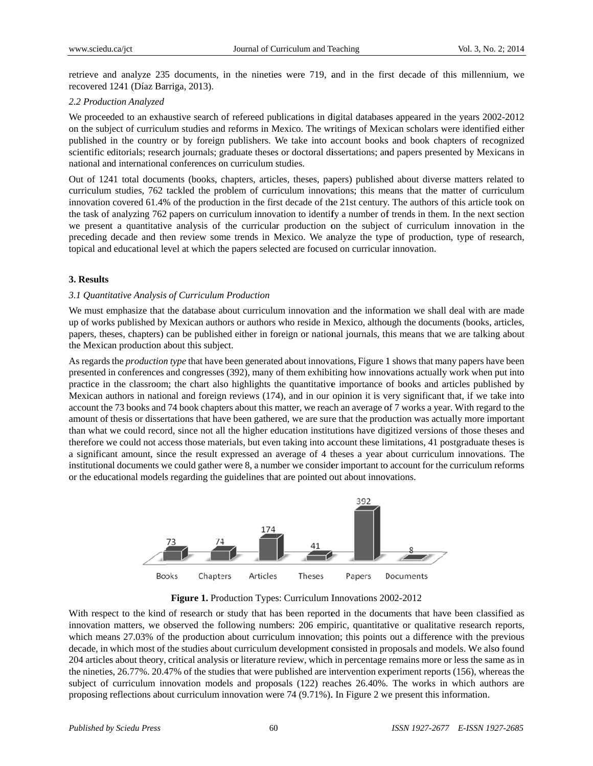retrieve and analyze 235 documents, in the nineties were 719, and in the first decade of this millennium, we recovered 1241 (Díaz Barriga, 2013).

### 2.2 Production Analyzed

We proceeded to an exhaustive search of refereed publications in digital databases appeared in the years 2002-2012 on the subject of curriculum studies and reforms in Mexico. The writings of Mexican scholars were identified either published in the country or by foreign publishers. We take into account books and book chapters of recognized scientific editorials; research journals; graduate theses or doctoral dissertations; and papers presented by Mexicans in national and international conferences on curriculum studies.

Out of 1241 total documents (books, chapters, articles, theses, papers) published about diverse matters related to curriculum studies, 762 tackled the problem of curriculum innovations; this means that the matter of curriculum innovation covered 61.4% of the production in the first decade of the 21st century. The authors of this article took on the task of analyzing 762 papers on curriculum innovation to identify a number of trends in them. In the next section we present a quantitative analysis of the curricular production on the subject of curriculum innovation in the preceding decade and then review some trends in Mexico. We analyze the type of production, type of research, topical and educational level at which the papers selected are focused on curricular innovation.

## 3. Results

### 3.1 Quantitative Analysis of Curriculum Production

We must emphasize that the database about curriculum innovation and the information we shall deal with are made up of works published by Mexican authors or authors who reside in Mexico, although the documents (books, articles, papers, theses, chapters) can be published either in foreign or national journals, this means that we are talking about the Mexican production about this subject.

As regards the *production type* that have been generated about innovations, Figure 1 shows that many papers have been presented in conferences and congresses (392), many of them exhibiting how innovations actually work when put into practice in the classroom; the chart also highlights the quantitative importance of books and articles published by Mexican authors in national and foreign reviews (174), and in our opinion it is very significant that, if we take into account the 73 books and 74 book chapters about this matter, we reach an average of 7 works a year. With regard to the amount of thesis or dissertations that have been gathered, we are sure that the production was actually more important than what we could record, since not all the higher education institutions have digitized versions of those theses and therefore we could not access those materials, but even taking into account these limitations, 41 postgraduate theses is a significant amount, since the result expressed an average of 4 theses a year about curriculum innovations. The institutional documents we could gather were 8, a number we consider important to account for the curriculum reforms or the educational models regarding the guidelines that are pointed out about innovations.

73
74
174
41
392
8

Books
Chapters
Articles
Theses
Papers
Documents

**Figure 1.** Production Types: Curriculum Innovations 2002-2012

With respect to the kind of research or study that has been reported in the documents that have been classified as innovation matters, we observed the following numbers: 206 empiric, quantitative or qualitative research reports, which means 27.03% of the production about curriculum innovation; this points out a difference with the previous decade, in which most of the studies about curriculum development consisted in proposals and models. We also found 204 articles about theory, critical analysis or literature review, which in percentage remains more or less the same as in the nineties, 26.77%. 20.47% of the studies that were published are intervention experiment reports (156), whereas the subject of curriculum innovation models and proposals (122) reaches 26.40%. The works in which authors are proposing reflections about curriculum innovation were 74 (9.71%). In Figure 2 we present this information.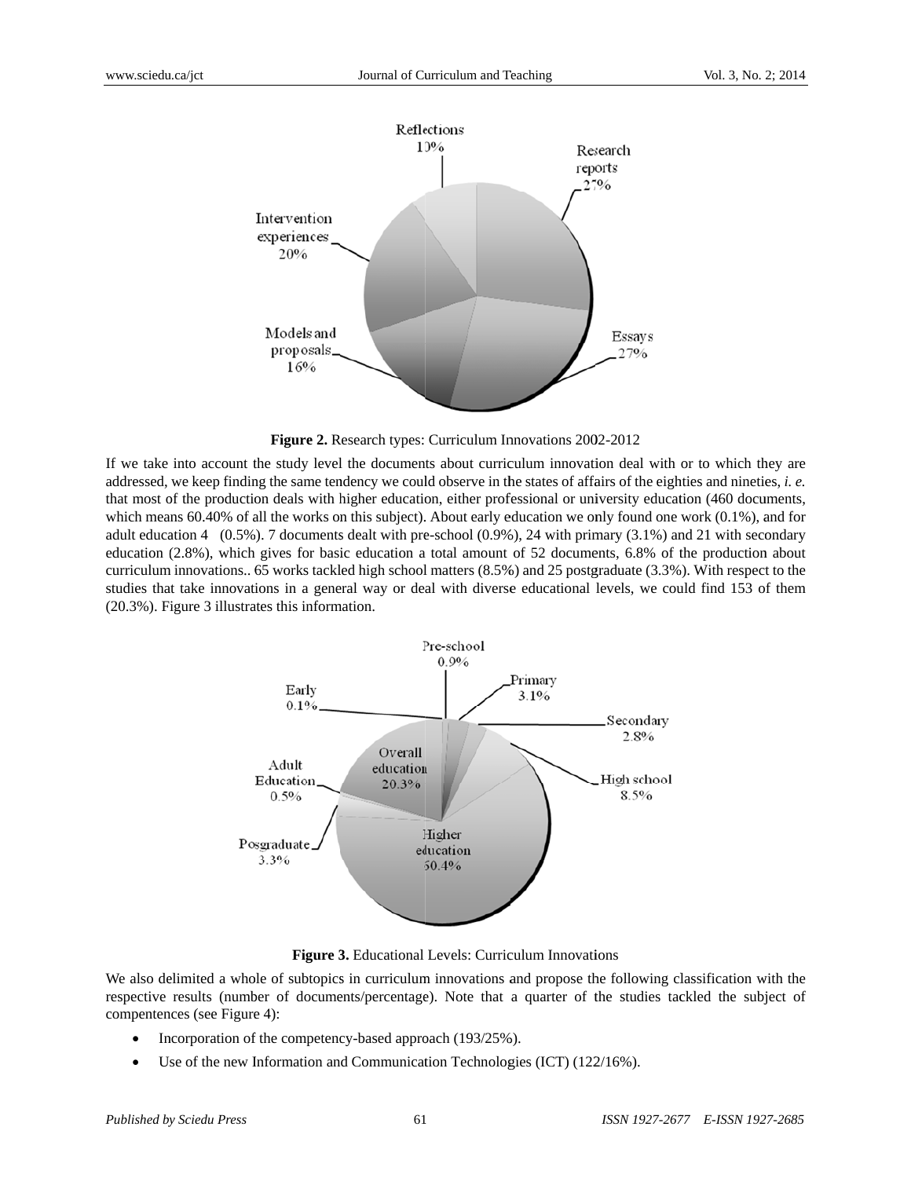Reflections
10%

Research
reports
27%

Intervention
experiences
20%

Models and
proposals
16%

Essays
27%

**Figure 2.** Research types: Curriculum Innovations 2002-2012

If we take into account the study level the documents about curriculum innovation deal with or to which they are addressed, we keep finding the same tendency we could observe in the states of affairs of the eighties and nineties, *i. e.* that most of the production deals with higher education, either professional or university education (460 documents, which means 60.40% of all the works on this subject). About early education we only found one work (0.1%), and for adult education 4 (0.5%). 7 documents dealt with pre-school (0.9%), 24 with primary (3.1%) and 21 with secondary education (2.8%), which gives for basic education a total amount of 52 documents, 6.8% of the production about curriculum innovations.. 65 works tackled high school matters (8.5%) and 25 postgraduate (3.3%). With respect to the studies that take innovations in a general way or deal with diverse educational levels, we could find 153 of them (20.3%). Figure 3 illustrates this information.

Pre-school
0.9%

Primary
3.1%

Early
0.1%

Secondary
2.8%

Overall
education
20.3%

Adult
Education
0.5%

High school
8.5%

Posgraduate
3.3%

Higher
education
60.4%

**Figure 3.** Educational Levels: Curriculum Innovations

We also delimited a whole of subtopics in curriculum innovations and propose the following classification with the respective results (number of documents/percentage). Note that a quarter of the studies tackled the subject of compentences (see Figure 4):

- Incorporation of the competency-based approach (193/25%).
- Use of the new Information and Communication Technologies (ICT) (122/16%).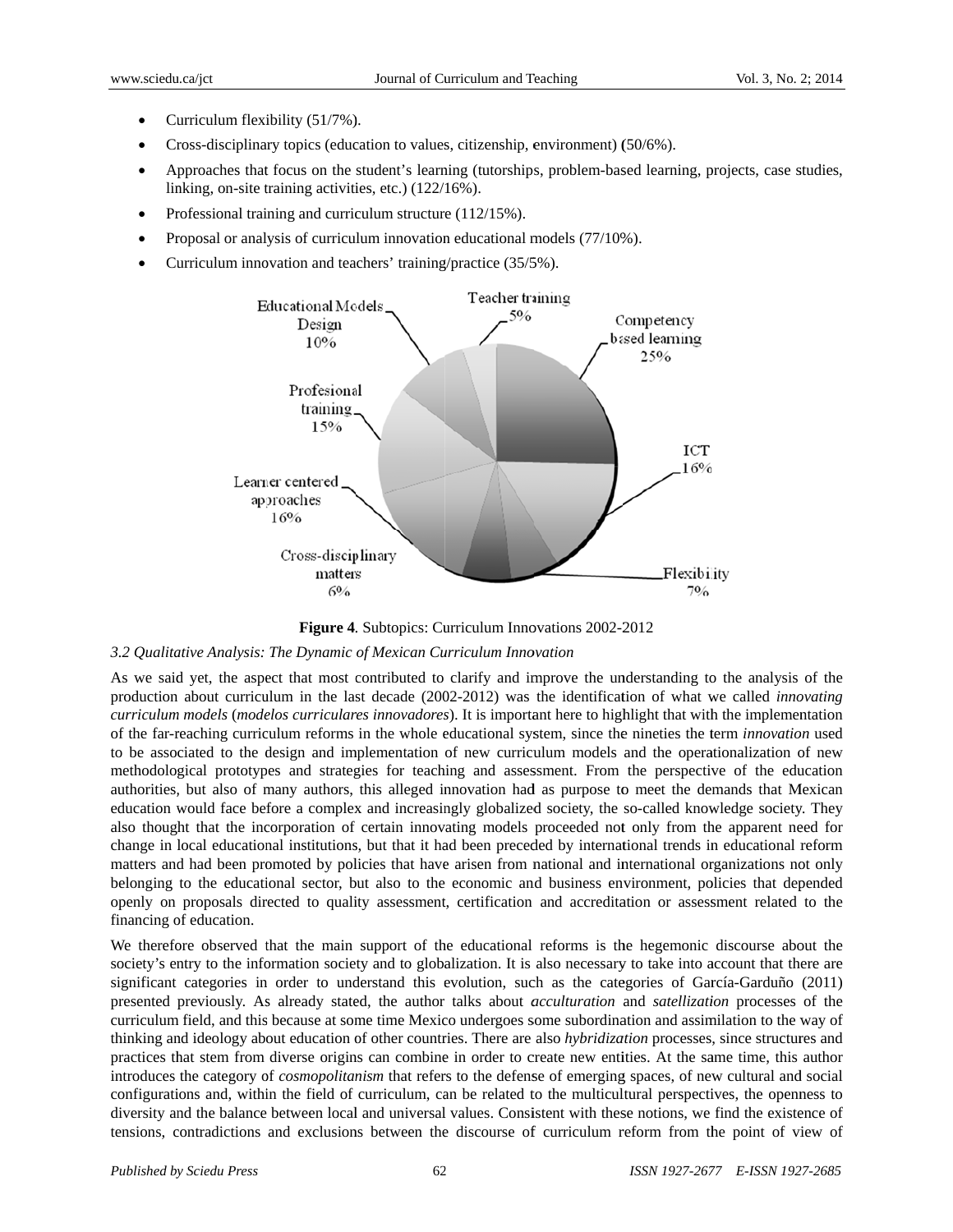- Curriculum flexibility (51/7%).
- Cross-disciplinary topics (education to values, citizenship, environment) (50/6%).
- Approaches that focus on the student's learning (tutorships, problem-based learning, projects, case studies, linking, on-site training activities, etc.) (122/16%).
- Professional training and curriculum structure (112/15%).
- Proposal or analysis of curriculum innovation educational models (77/10%).
- Curriculum innovation and teachers' training/practice (35/5%).

Educational Models Design 10%
Teacher training 5%
Competency based learning 25%
Profesional training 15%
ICT 16%
Learner centered approaches 16%
Cross-disciplinary matters 6%
Flexibility 7%

**Figure 4**. Subtopics: Curriculum Innovations 2002-2012

### *3.2 Qualitative Analysis: The Dynamic of Mexican Curriculum Innovation*

As we said yet, the aspect that most contributed to clarify and improve the understanding to the analysis of the production about curriculum in the last decade (2002-2012) was the identification of what we called *innovating curriculum models* (*modelos curriculares innovadores*). It is important here to highlight that with the implementation of the far-reaching curriculum reforms in the whole educational system, since the nineties the term *innovation* used to be associated to the design and implementation of new curriculum models and the operationalization of new methodological prototypes and strategies for teaching and assessment. From the perspective of the education authorities, but also of many authors, this alleged innovation had as purpose to meet the demands that Mexican education would face before a complex and increasingly globalized society, the so-called knowledge society. They also thought that the incorporation of certain innovating models proceeded not only from the apparent need for change in local educational institutions, but that it had been preceded by international trends in educational reform matters and had been promoted by policies that have arisen from national and international organizations not only belonging to the educational sector, but also to the economic and business environment, policies that depended openly on proposals directed to quality assessment, certification and accreditation or assessment related to the financing of education.

We therefore observed that the main support of the educational reforms is the hegemonic discourse about the society's entry to the information society and to globalization. It is also necessary to take into account that there are significant categories in order to understand this evolution, such as the categories of García-Garduño (2011) presented previously. As already stated, the author talks about *acculturation* and *satellization* processes of the curriculum field, and this because at some time Mexico undergoes some subordination and assimilation to the way of thinking and ideology about education of other countries. There are also *hybridization* processes, since structures and practices that stem from diverse origins can combine in order to create new entities. At the same time, this author introduces the category of *cosmopolitanism* that refers to the defense of emerging spaces, of new cultural and social configurations and, within the field of curriculum, can be related to the multicultural perspectives, the openness to diversity and the balance between local and universal values. Consistent with these notions, we find the existence of tensions, contradictions and exclusions between the discourse of curriculum reform from the point of view of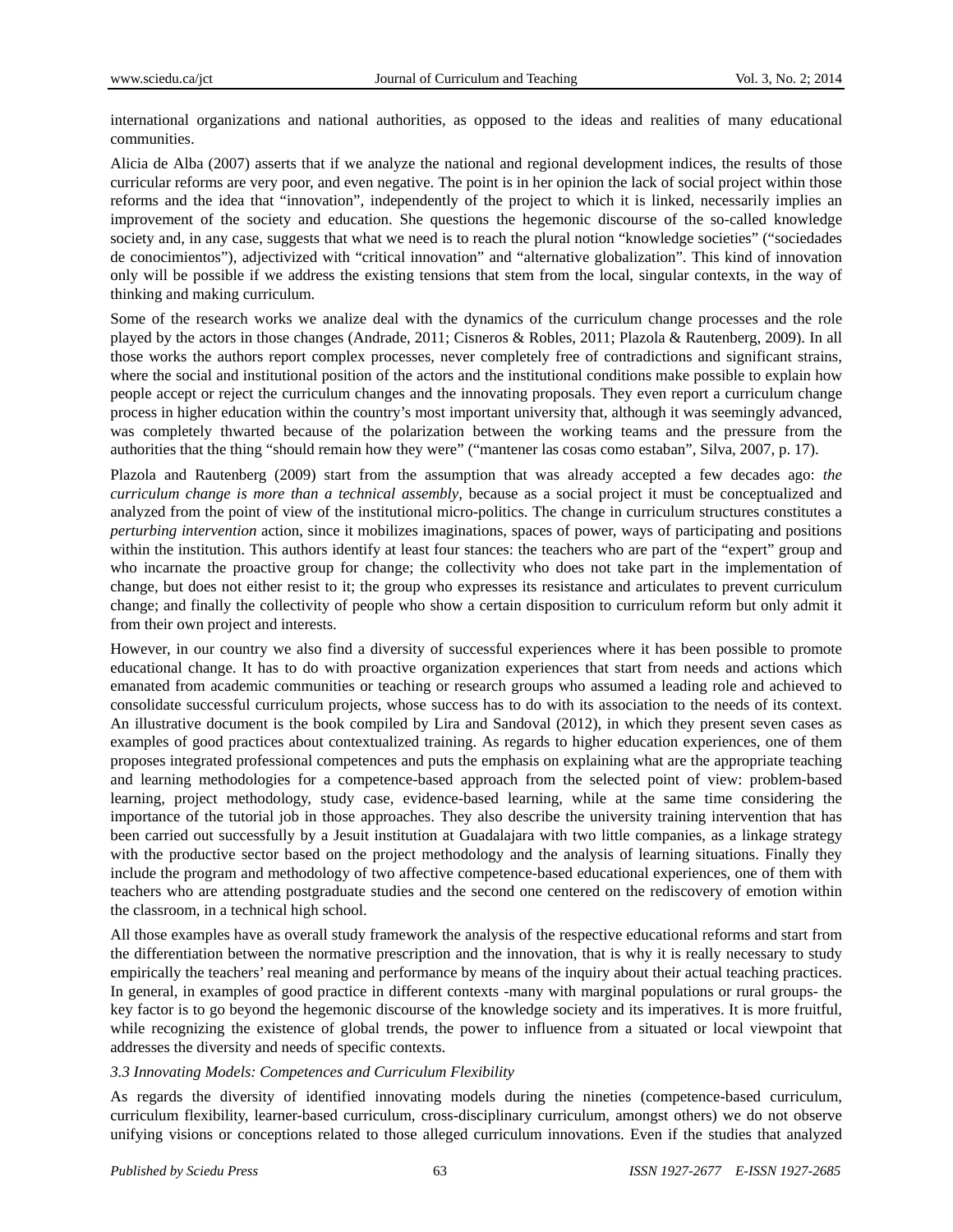international organizations and national authorities, as opposed to the ideas and realities of many educational communities.

Alicia de Alba (2007) asserts that if we analyze the national and regional development indices, the results of those curricular reforms are very poor, and even negative. The point is in her opinion the lack of social project within those reforms and the idea that "innovation", independently of the project to which it is linked, necessarily implies an improvement of the society and education. She questions the hegemonic discourse of the so-called knowledge society and, in any case, suggests that what we need is to reach the plural notion "knowledge societies" ("sociedades de conocimientos"), adjectivized with "critical innovation" and "alternative globalization". This kind of innovation only will be possible if we address the existing tensions that stem from the local, singular contexts, in the way of thinking and making curriculum.

Some of the research works we analize deal with the dynamics of the curriculum change processes and the role played by the actors in those changes (Andrade, 2011; Cisneros & Robles, 2011; Plazola & Rautenberg, 2009). In all those works the authors report complex processes, never completely free of contradictions and significant strains, where the social and institutional position of the actors and the institutional conditions make possible to explain how people accept or reject the curriculum changes and the innovating proposals. They even report a curriculum change process in higher education within the country's most important university that, although it was seemingly advanced, was completely thwarted because of the polarization between the working teams and the pressure from the authorities that the thing "should remain how they were" ("mantener las cosas como estaban", Silva, 2007, p. 17).

Plazola and Rautenberg (2009) start from the assumption that was already accepted a few decades ago: *the curriculum change is more than a technical assembly*, because as a social project it must be conceptualized and analyzed from the point of view of the institutional micro-politics. The change in curriculum structures constitutes a *perturbing intervention* action, since it mobilizes imaginations, spaces of power, ways of participating and positions within the institution. This authors identify at least four stances: the teachers who are part of the "expert" group and who incarnate the proactive group for change; the collectivity who does not take part in the implementation of change, but does not either resist to it; the group who expresses its resistance and articulates to prevent curriculum change; and finally the collectivity of people who show a certain disposition to curriculum reform but only admit it from their own project and interests.

However, in our country we also find a diversity of successful experiences where it has been possible to promote educational change. It has to do with proactive organization experiences that start from needs and actions which emanated from academic communities or teaching or research groups who assumed a leading role and achieved to consolidate successful curriculum projects, whose success has to do with its association to the needs of its context. An illustrative document is the book compiled by Lira and Sandoval (2012), in which they present seven cases as examples of good practices about contextualized training. As regards to higher education experiences, one of them proposes integrated professional competences and puts the emphasis on explaining what are the appropriate teaching and learning methodologies for a competence-based approach from the selected point of view: problem-based learning, project methodology, study case, evidence-based learning, while at the same time considering the importance of the tutorial job in those approaches. They also describe the university training intervention that has been carried out successfully by a Jesuit institution at Guadalajara with two little companies, as a linkage strategy with the productive sector based on the project methodology and the analysis of learning situations. Finally they include the program and methodology of two affective competence-based educational experiences, one of them with teachers who are attending postgraduate studies and the second one centered on the rediscovery of emotion within the classroom, in a technical high school.

All those examples have as overall study framework the analysis of the respective educational reforms and start from the differentiation between the normative prescription and the innovation, that is why it is really necessary to study empirically the teachers' real meaning and performance by means of the inquiry about their actual teaching practices. In general, in examples of good practice in different contexts -many with marginal populations or rural groups- the key factor is to go beyond the hegemonic discourse of the knowledge society and its imperatives. It is more fruitful, while recognizing the existence of global trends, the power to influence from a situated or local viewpoint that addresses the diversity and needs of specific contexts.

### *3.3 Innovating Models: Competences and Curriculum Flexibility*

As regards the diversity of identified innovating models during the nineties (competence-based curriculum, curriculum flexibility, learner-based curriculum, cross-disciplinary curriculum, amongst others) we do not observe unifying visions or conceptions related to those alleged curriculum innovations. Even if the studies that analyzed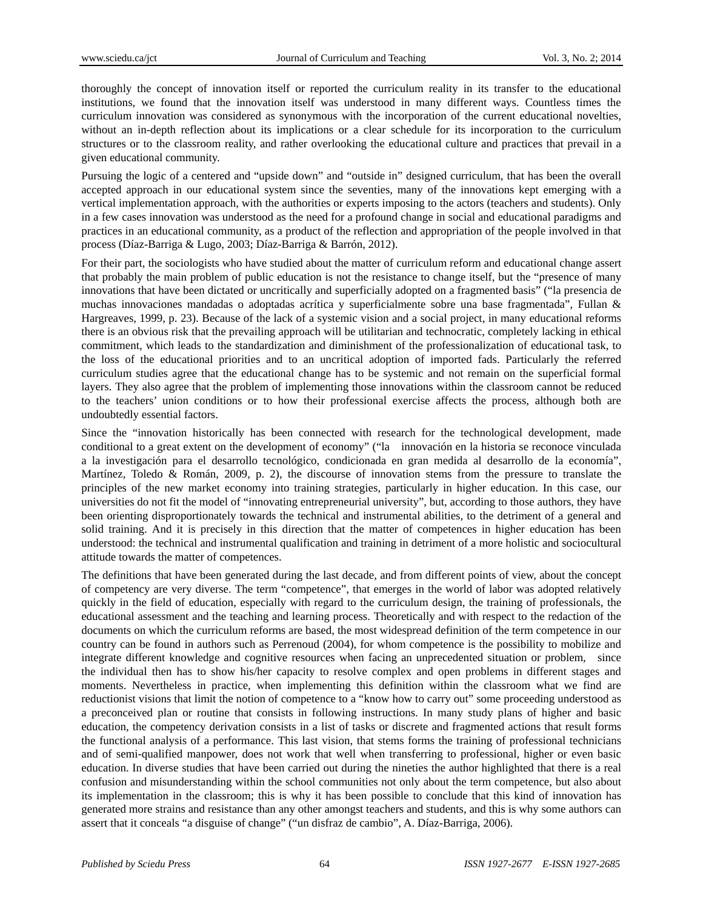thoroughly the concept of innovation itself or reported the curriculum reality in its transfer to the educational institutions, we found that the innovation itself was understood in many different ways. Countless times the curriculum innovation was considered as synonymous with the incorporation of the current educational novelties, without an in-depth reflection about its implications or a clear schedule for its incorporation to the curriculum structures or to the classroom reality, and rather overlooking the educational culture and practices that prevail in a given educational community.

Pursuing the logic of a centered and "upside down" and "outside in" designed curriculum, that has been the overall accepted approach in our educational system since the seventies, many of the innovations kept emerging with a vertical implementation approach, with the authorities or experts imposing to the actors (teachers and students). Only in a few cases innovation was understood as the need for a profound change in social and educational paradigms and practices in an educational community, as a product of the reflection and appropriation of the people involved in that process (Díaz-Barriga & Lugo, 2003; Díaz-Barriga & Barrón, 2012).

For their part, the sociologists who have studied about the matter of curriculum reform and educational change assert that probably the main problem of public education is not the resistance to change itself, but the "presence of many innovations that have been dictated or uncritically and superficially adopted on a fragmented basis" ("la presencia de muchas innovaciones mandadas o adoptadas acrítica y superficialmente sobre una base fragmentada", Fullan & Hargreaves, 1999, p. 23). Because of the lack of a systemic vision and a social project, in many educational reforms there is an obvious risk that the prevailing approach will be utilitarian and technocratic, completely lacking in ethical commitment, which leads to the standardization and diminishment of the professionalization of educational task, to the loss of the educational priorities and to an uncritical adoption of imported fads. Particularly the referred curriculum studies agree that the educational change has to be systemic and not remain on the superficial formal layers. They also agree that the problem of implementing those innovations within the classroom cannot be reduced to the teachers' union conditions or to how their professional exercise affects the process, although both are undoubtedly essential factors.

Since the "innovation historically has been connected with research for the technological development, made conditional to a great extent on the development of economy" ("la innovación en la historia se reconoce vinculada a la investigación para el desarrollo tecnológico, condicionada en gran medida al desarrollo de la economía", Martínez, Toledo & Román, 2009, p. 2), the discourse of innovation stems from the pressure to translate the principles of the new market economy into training strategies, particularly in higher education. In this case, our universities do not fit the model of "innovating entrepreneurial university", but, according to those authors, they have been orienting disproportionately towards the technical and instrumental abilities, to the detriment of a general and solid training. And it is precisely in this direction that the matter of competences in higher education has been understood: the technical and instrumental qualification and training in detriment of a more holistic and sociocultural attitude towards the matter of competences.

The definitions that have been generated during the last decade, and from different points of view, about the concept of competency are very diverse. The term "competence", that emerges in the world of labor was adopted relatively quickly in the field of education, especially with regard to the curriculum design, the training of professionals, the educational assessment and the teaching and learning process. Theoretically and with respect to the redaction of the documents on which the curriculum reforms are based, the most widespread definition of the term competence in our country can be found in authors such as Perrenoud (2004), for whom competence is the possibility to mobilize and integrate different knowledge and cognitive resources when facing an unprecedented situation or problem, since the individual then has to show his/her capacity to resolve complex and open problems in different stages and moments. Nevertheless in practice, when implementing this definition within the classroom what we find are reductionist visions that limit the notion of competence to a "know how to carry out" some proceeding understood as a preconceived plan or routine that consists in following instructions. In many study plans of higher and basic education, the competency derivation consists in a list of tasks or discrete and fragmented actions that result forms the functional analysis of a performance. This last vision, that stems forms the training of professional technicians and of semi-qualified manpower, does not work that well when transferring to professional, higher or even basic education. In diverse studies that have been carried out during the nineties the author highlighted that there is a real confusion and misunderstanding within the school communities not only about the term competence, but also about its implementation in the classroom; this is why it has been possible to conclude that this kind of innovation has generated more strains and resistance than any other amongst teachers and students, and this is why some authors can assert that it conceals "a disguise of change" ("un disfraz de cambio", A. Díaz-Barriga, 2006).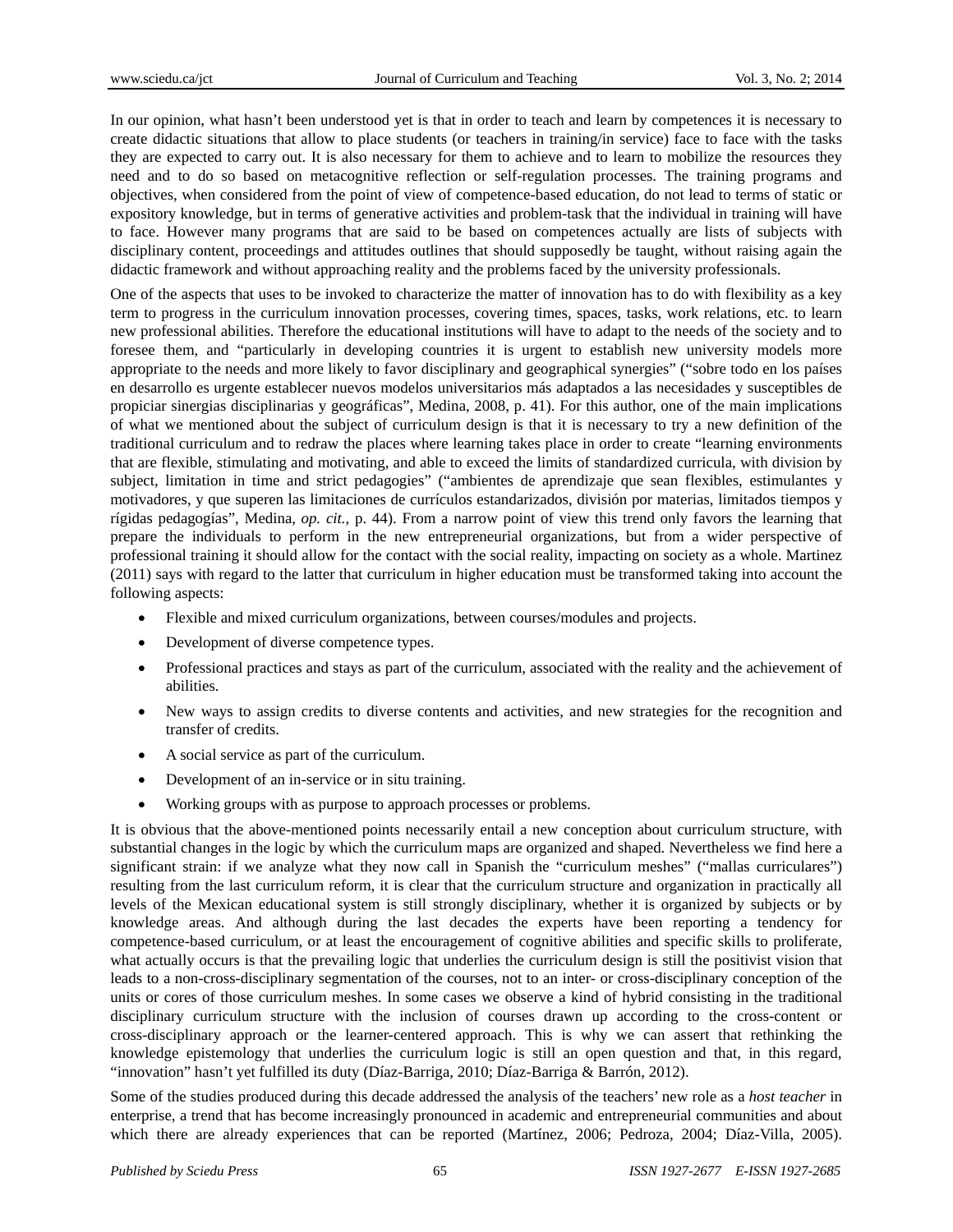In our opinion, what hasn't been understood yet is that in order to teach and learn by competences it is necessary to create didactic situations that allow to place students (or teachers in training/in service) face to face with the tasks they are expected to carry out. It is also necessary for them to achieve and to learn to mobilize the resources they need and to do so based on metacognitive reflection or self-regulation processes. The training programs and objectives, when considered from the point of view of competence-based education, do not lead to terms of static or expository knowledge, but in terms of generative activities and problem-task that the individual in training will have to face. However many programs that are said to be based on competences actually are lists of subjects with disciplinary content, proceedings and attitudes outlines that should supposedly be taught, without raising again the didactic framework and without approaching reality and the problems faced by the university professionals.

One of the aspects that uses to be invoked to characterize the matter of innovation has to do with flexibility as a key term to progress in the curriculum innovation processes, covering times, spaces, tasks, work relations, etc. to learn new professional abilities. Therefore the educational institutions will have to adapt to the needs of the society and to foresee them, and "particularly in developing countries it is urgent to establish new university models more appropriate to the needs and more likely to favor disciplinary and geographical synergies" ("sobre todo en los países en desarrollo es urgente establecer nuevos modelos universitarios más adaptados a las necesidades y susceptibles de propiciar sinergias disciplinarias y geográficas", Medina, 2008, p. 41). For this author, one of the main implications of what we mentioned about the subject of curriculum design is that it is necessary to try a new definition of the traditional curriculum and to redraw the places where learning takes place in order to create "learning environments that are flexible, stimulating and motivating, and able to exceed the limits of standardized curricula, with division by subject, limitation in time and strict pedagogies" ("ambientes de aprendizaje que sean flexibles, estimulantes y motivadores, y que superen las limitaciones de currículos estandarizados, división por materias, limitados tiempos y rígidas pedagogías", Medina, *op. cit.*, p. 44). From a narrow point of view this trend only favors the learning that prepare the individuals to perform in the new entrepreneurial organizations, but from a wider perspective of professional training it should allow for the contact with the social reality, impacting on society as a whole. Martinez (2011) says with regard to the latter that curriculum in higher education must be transformed taking into account the following aspects:

- Flexible and mixed curriculum organizations, between courses/modules and projects.
- Development of diverse competence types.
- Professional practices and stays as part of the curriculum, associated with the reality and the achievement of abilities.
- New ways to assign credits to diverse contents and activities, and new strategies for the recognition and transfer of credits.
- A social service as part of the curriculum.
- Development of an in-service or in situ training.
- Working groups with as purpose to approach processes or problems.

It is obvious that the above-mentioned points necessarily entail a new conception about curriculum structure, with substantial changes in the logic by which the curriculum maps are organized and shaped. Nevertheless we find here a significant strain: if we analyze what they now call in Spanish the "curriculum meshes" ("mallas curriculares") resulting from the last curriculum reform, it is clear that the curriculum structure and organization in practically all levels of the Mexican educational system is still strongly disciplinary, whether it is organized by subjects or by knowledge areas. And although during the last decades the experts have been reporting a tendency for competence-based curriculum, or at least the encouragement of cognitive abilities and specific skills to proliferate, what actually occurs is that the prevailing logic that underlies the curriculum design is still the positivist vision that leads to a non-cross-disciplinary segmentation of the courses, not to an inter- or cross-disciplinary conception of the units or cores of those curriculum meshes. In some cases we observe a kind of hybrid consisting in the traditional disciplinary curriculum structure with the inclusion of courses drawn up according to the cross-content or cross-disciplinary approach or the learner-centered approach. This is why we can assert that rethinking the knowledge epistemology that underlies the curriculum logic is still an open question and that, in this regard, "innovation" hasn't yet fulfilled its duty (Díaz-Barriga, 2010; Díaz-Barriga & Barrón, 2012).

Some of the studies produced during this decade addressed the analysis of the teachers' new role as a *host teacher* in enterprise, a trend that has become increasingly pronounced in academic and entrepreneurial communities and about which there are already experiences that can be reported (Martínez, 2006; Pedroza, 2004; Díaz-Villa, 2005).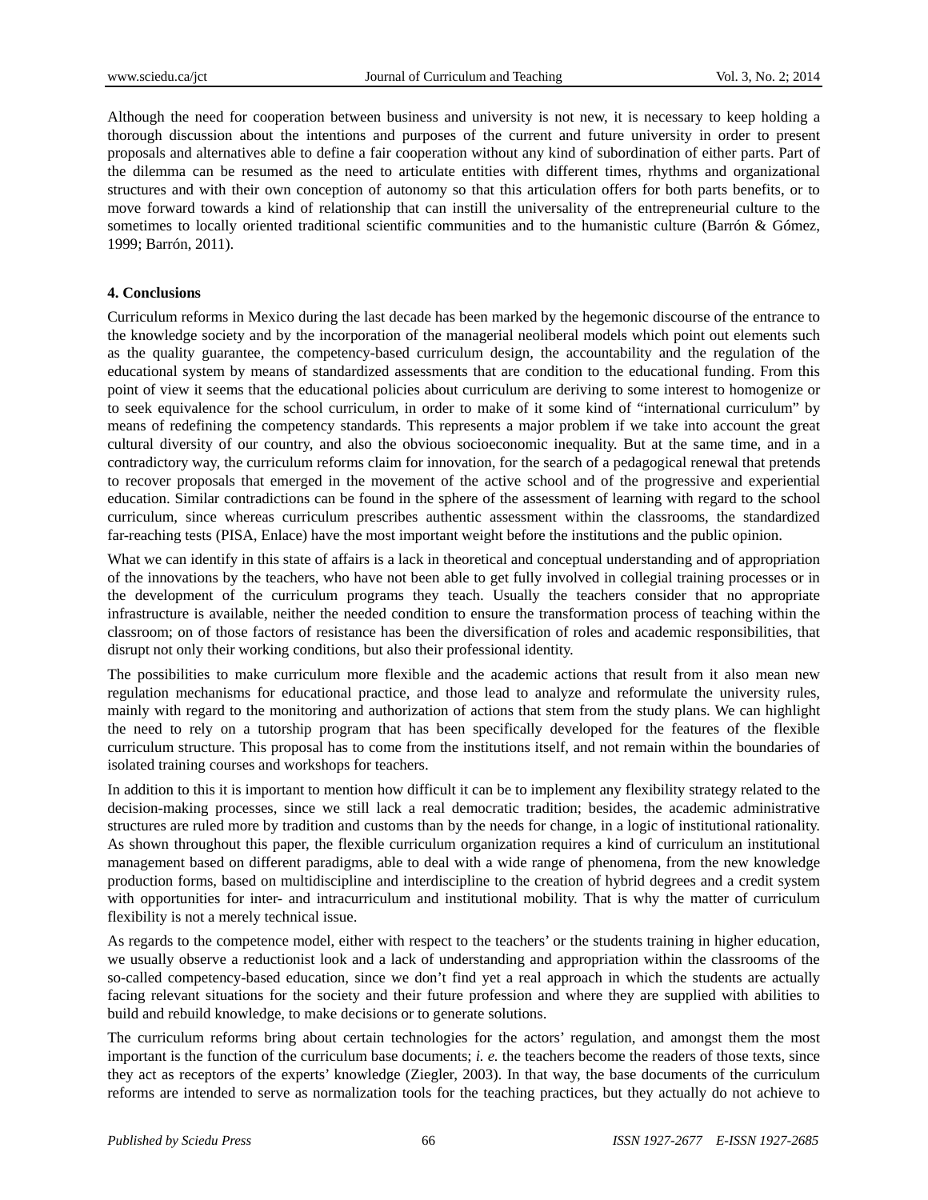Although the need for cooperation between business and university is not new, it is necessary to keep holding a thorough discussion about the intentions and purposes of the current and future university in order to present proposals and alternatives able to define a fair cooperation without any kind of subordination of either parts. Part of the dilemma can be resumed as the need to articulate entities with different times, rhythms and organizational structures and with their own conception of autonomy so that this articulation offers for both parts benefits, or to move forward towards a kind of relationship that can instill the universality of the entrepreneurial culture to the sometimes to locally oriented traditional scientific communities and to the humanistic culture (Barrón & Gómez, 1999; Barrón, 2011).

## 4. Conclusions

Curriculum reforms in Mexico during the last decade has been marked by the hegemonic discourse of the entrance to the knowledge society and by the incorporation of the managerial neoliberal models which point out elements such as the quality guarantee, the competency-based curriculum design, the accountability and the regulation of the educational system by means of standardized assessments that are condition to the educational funding. From this point of view it seems that the educational policies about curriculum are deriving to some interest to homogenize or to seek equivalence for the school curriculum, in order to make of it some kind of "international curriculum" by means of redefining the competency standards. This represents a major problem if we take into account the great cultural diversity of our country, and also the obvious socioeconomic inequality. But at the same time, and in a contradictory way, the curriculum reforms claim for innovation, for the search of a pedagogical renewal that pretends to recover proposals that emerged in the movement of the active school and of the progressive and experiential education. Similar contradictions can be found in the sphere of the assessment of learning with regard to the school curriculum, since whereas curriculum prescribes authentic assessment within the classrooms, the standardized far-reaching tests (PISA, Enlace) have the most important weight before the institutions and the public opinion.

What we can identify in this state of affairs is a lack in theoretical and conceptual understanding and of appropriation of the innovations by the teachers, who have not been able to get fully involved in collegial training processes or in the development of the curriculum programs they teach. Usually the teachers consider that no appropriate infrastructure is available, neither the needed condition to ensure the transformation process of teaching within the classroom; on of those factors of resistance has been the diversification of roles and academic responsibilities, that disrupt not only their working conditions, but also their professional identity.

The possibilities to make curriculum more flexible and the academic actions that result from it also mean new regulation mechanisms for educational practice, and those lead to analyze and reformulate the university rules, mainly with regard to the monitoring and authorization of actions that stem from the study plans. We can highlight the need to rely on a tutorship program that has been specifically developed for the features of the flexible curriculum structure. This proposal has to come from the institutions itself, and not remain within the boundaries of isolated training courses and workshops for teachers.

In addition to this it is important to mention how difficult it can be to implement any flexibility strategy related to the decision-making processes, since we still lack a real democratic tradition; besides, the academic administrative structures are ruled more by tradition and customs than by the needs for change, in a logic of institutional rationality. As shown throughout this paper, the flexible curriculum organization requires a kind of curriculum an institutional management based on different paradigms, able to deal with a wide range of phenomena, from the new knowledge production forms, based on multidiscipline and interdiscipline to the creation of hybrid degrees and a credit system with opportunities for inter- and intracurriculum and institutional mobility. That is why the matter of curriculum flexibility is not a merely technical issue.

As regards to the competence model, either with respect to the teachers' or the students training in higher education, we usually observe a reductionist look and a lack of understanding and appropriation within the classrooms of the so-called competency-based education, since we don't find yet a real approach in which the students are actually facing relevant situations for the society and their future profession and where they are supplied with abilities to build and rebuild knowledge, to make decisions or to generate solutions.

The curriculum reforms bring about certain technologies for the actors' regulation, and amongst them the most important is the function of the curriculum base documents; *i. e.* the teachers become the readers of those texts, since they act as receptors of the experts' knowledge (Ziegler, 2003). In that way, the base documents of the curriculum reforms are intended to serve as normalization tools for the teaching practices, but they actually do not achieve to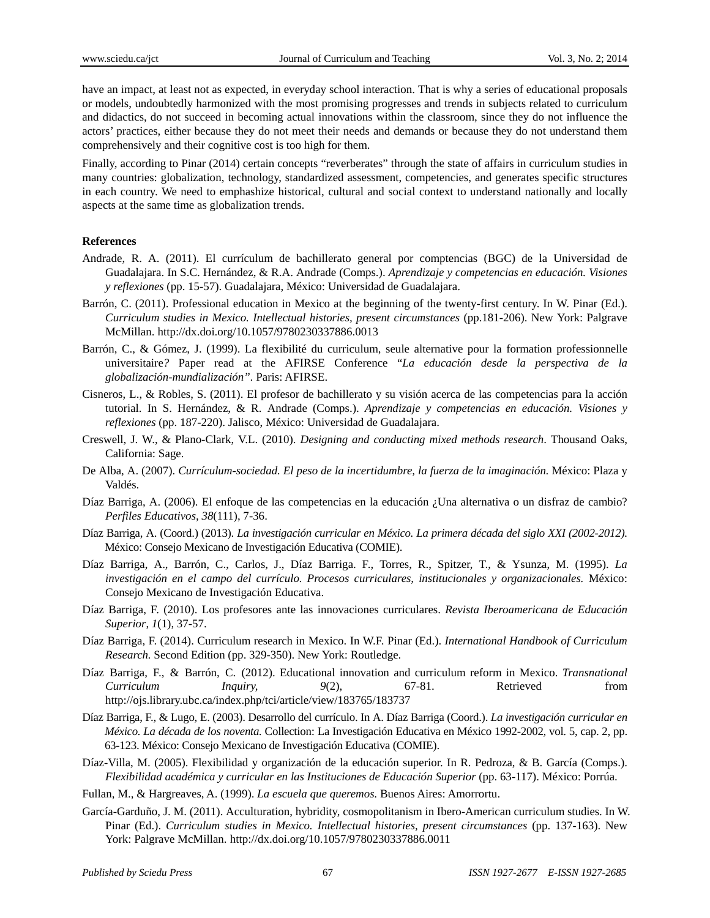have an impact, at least not as expected, in everyday school interaction. That is why a series of educational proposals or models, undoubtedly harmonized with the most promising progresses and trends in subjects related to curriculum and didactics, do not succeed in becoming actual innovations within the classroom, since they do not influence the actors' practices, either because they do not meet their needs and demands or because they do not understand them comprehensively and their cognitive cost is too high for them.

Finally, according to Pinar (2014) certain concepts "reverberates" through the state of affairs in curriculum studies in many countries: globalization, technology, standardized assessment, competencies, and generates specific structures in each country. We need to emphashize historical, cultural and social context to understand nationally and locally aspects at the same time as globalization trends.

**References**

Andrade, R. A. (2011). El currículum de bachillerato general por comptencias (BGC) de la Universidad de Guadalajara. In S.C. Hernández, & R.A. Andrade (Comps.). *Aprendizaje y competencias en educación. Visiones y reflexiones* (pp. 15-57). Guadalajara, México: Universidad de Guadalajara.

Barrón, C. (2011). Professional education in Mexico at the beginning of the twenty-first century. In W. Pinar (Ed.). *Curriculum studies in Mexico. Intellectual histories, present circumstances* (pp.181-206). New York: Palgrave McMillan. http://dx.doi.org/10.1057/9780230337886.0013

Barrón, C., & Gómez, J. (1999). La flexibilité du curriculum, seule alternative pour la formation professionnelle universitaire*?* Paper read at the AFIRSE Conference "*La educación desde la perspectiva de la globalización-mundialización"*. Paris: AFIRSE.

Cisneros, L., & Robles, S. (2011). El profesor de bachillerato y su visión acerca de las competencias para la acción tutorial. In S. Hernández, & R. Andrade (Comps.). *Aprendizaje y competencias en educación. Visiones y reflexiones* (pp. 187-220). Jalisco, México: Universidad de Guadalajara.

Creswell, J. W., & Plano-Clark, V.L. (2010). *Designing and conducting mixed methods research*. Thousand Oaks, California: Sage.

De Alba, A. (2007). *Currículum-sociedad. El peso de la incertidumbre, la fuerza de la imaginación.* México: Plaza y Valdés.

Díaz Barriga, A. (2006). El enfoque de las competencias en la educación ¿Una alternativa o un disfraz de cambio? *Perfiles Educativos, 38*(111), 7-36.

Díaz Barriga, A. (Coord.) (2013). *La investigación curricular en México. La primera década del siglo XXI (2002-2012).* México: Consejo Mexicano de Investigación Educativa (COMIE).

Díaz Barriga, A., Barrón, C., Carlos, J., Díaz Barriga. F., Torres, R., Spitzer, T., & Ysunza, M. (1995). *La investigación en el campo del currículo. Procesos curriculares, institucionales y organizacionales.* México: Consejo Mexicano de Investigación Educativa.

Díaz Barriga, F. (2010). Los profesores ante las innovaciones curriculares. *Revista Iberoamericana de Educación Superior*, *1*(1), 37-57.

Díaz Barriga, F. (2014). Curriculum research in Mexico. In W.F. Pinar (Ed.). *International Handbook of Curriculum Research.* Second Edition (pp. 329-350). New York: Routledge.

Díaz Barriga, F., & Barrón, C. (2012). Educational innovation and curriculum reform in Mexico. *Transnational Curriculum Inquiry, 9*(2), 67-81. Retrieved from http://ojs.library.ubc.ca/index.php/tci/article/view/183765/183737

Díaz Barriga, F., & Lugo, E. (2003). Desarrollo del currículo. In A. Díaz Barriga (Coord.). *La investigación curricular en México. La década de los noventa.* Collection: La Investigación Educativa en México 1992-2002, vol. 5, cap. 2, pp. 63-123. México: Consejo Mexicano de Investigación Educativa (COMIE).

Díaz-Villa, M. (2005). Flexibilidad y organización de la educación superior. In R. Pedroza, & B. García (Comps.). *Flexibilidad académica y curricular en las Instituciones de Educación Superior* (pp. 63-117). México: Porrúa.

Fullan, M., & Hargreaves, A. (1999). *La escuela que queremos.* Buenos Aires: Amorrortu.

García-Garduño, J. M. (2011). Acculturation, hybridity, cosmopolitanism in Ibero-American curriculum studies. In W. Pinar (Ed.). *Curriculum studies in Mexico. Intellectual histories, present circumstances* (pp. 137-163). New York: Palgrave McMillan. http://dx.doi.org/10.1057/9780230337886.0011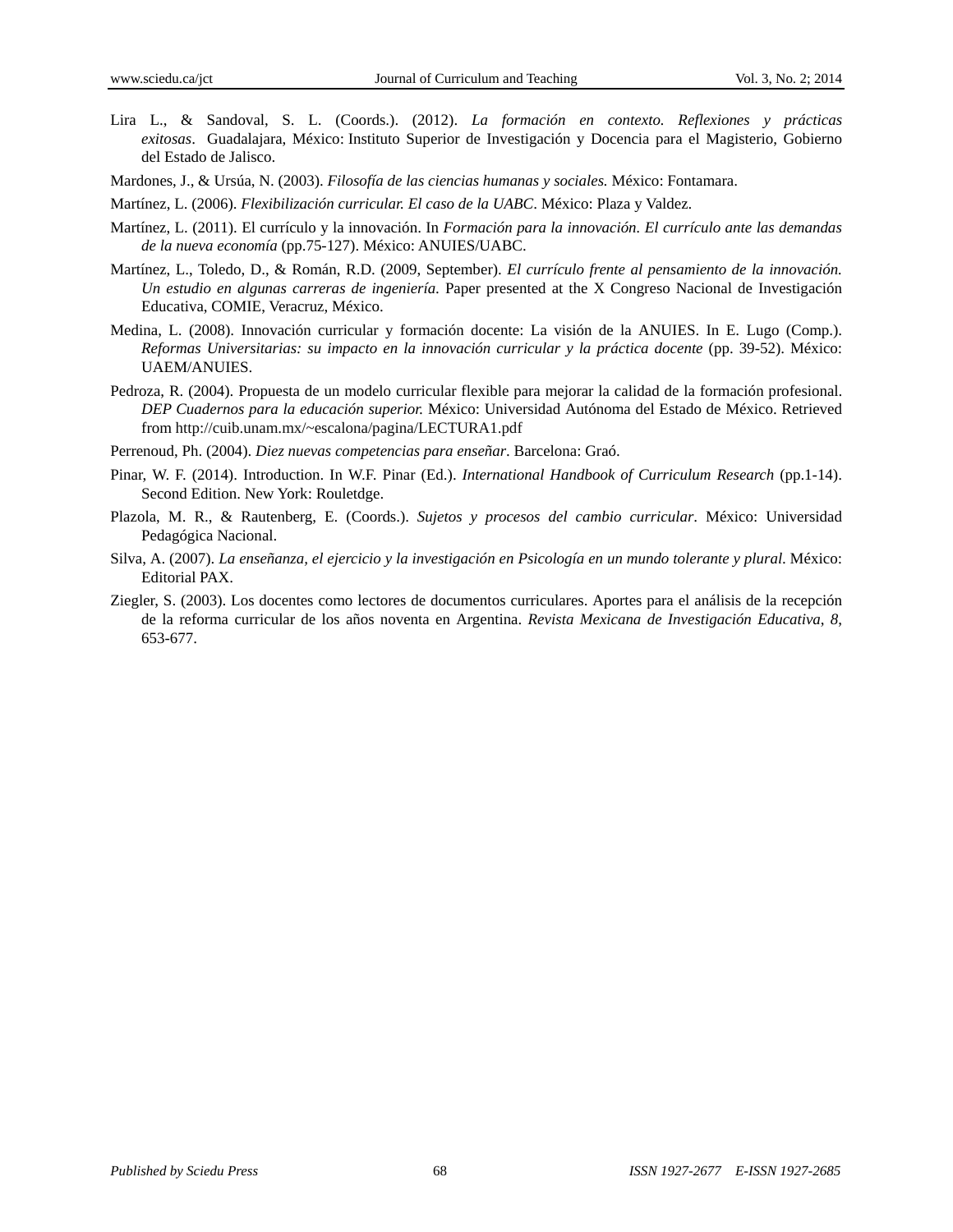Lira L., & Sandoval, S. L. (Coords.). (2012). *La formación en contexto. Reflexiones y prácticas exitosas*. Guadalajara, México: Instituto Superior de Investigación y Docencia para el Magisterio, Gobierno del Estado de Jalisco.

Mardones, J., & Ursúa, N. (2003). *Filosofía de las ciencias humanas y sociales.* México: Fontamara.

Martínez, L. (2006). *Flexibilización curricular. El caso de la UABC*. México: Plaza y Valdez.

Martínez, L. (2011). El currículo y la innovación. In *Formación para la innovación. El currículo ante las demandas de la nueva economía* (pp.75-127). México: ANUIES/UABC.

Martínez, L., Toledo, D., & Román, R.D. (2009, September). *El currículo frente al pensamiento de la innovación. Un estudio en algunas carreras de ingeniería.* Paper presented at the X Congreso Nacional de Investigación Educativa, COMIE, Veracruz, México.

Medina, L. (2008). Innovación curricular y formación docente: La visión de la ANUIES. In E. Lugo (Comp.). *Reformas Universitarias: su impacto en la innovación curricular y la práctica docente* (pp. 39-52). México: UAEM/ANUIES.

Pedroza, R. (2004). Propuesta de un modelo curricular flexible para mejorar la calidad de la formación profesional. *DEP Cuadernos para la educación superior.* México: Universidad Autónoma del Estado de México. Retrieved from http://cuib.unam.mx/~escalona/pagina/LECTURA1.pdf

Perrenoud, Ph. (2004). *Diez nuevas competencias para enseñar*. Barcelona: Graó.

Pinar, W. F. (2014). Introduction. In W.F. Pinar (Ed.). *International Handbook of Curriculum Research* (pp.1-14). Second Edition. New York: Rouletdge.

Plazola, M. R., & Rautenberg, E. (Coords.). *Sujetos y procesos del cambio curricular*. México: Universidad Pedagógica Nacional.

Silva, A. (2007). *La enseñanza, el ejercicio y la investigación en Psicología en un mundo tolerante y plural*. México: Editorial PAX.

Ziegler, S. (2003). Los docentes como lectores de documentos curriculares. Aportes para el análisis de la recepción de la reforma curricular de los años noventa en Argentina. *Revista Mexicana de Investigación Educativa*, *8*, 653-677.